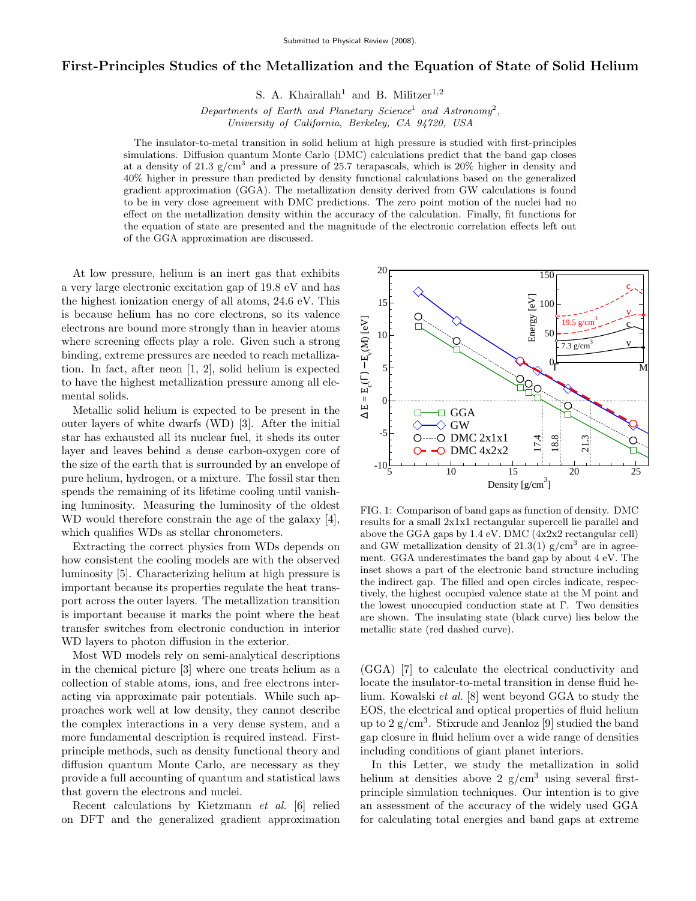Submitted to Physical Review (2008).

# First-Principles Studies of the Metallization and the Equation of State of Solid Helium

S. A. Khairallah[1] and B. Militzer[1,2]

*Departments of Earth and Planetary Science[1] and Astronomy[2], University of California, Berkeley, CA 94720, USA*

The insulator-to-metal transition in solid helium at high pressure is studied with first-principles simulations. Diffusion quantum Monte Carlo (DMC) calculations predict that the band gap closes at a density of 21.3 g/cm$^3$ and a pressure of 25.7 terapascals, which is 20% higher in density and 40% higher in pressure than predicted by density functional calculations based on the generalized gradient approximation (GGA). The metallization density derived from GW calculations is found to be in very close agreement with DMC predictions. The zero point motion of the nuclei had no effect on the metallization density within the accuracy of the calculation. Finally, fit functions for the equation of state are presented and the magnitude of the electronic correlation effects left out of the GGA approximation are discussed.

At low pressure, helium is an inert gas that exhibits a very large electronic excitation gap of 19.8 eV and has the highest ionization energy of all atoms, 24.6 eV. This is because helium has no core electrons, so its valence electrons are bound more strongly than in heavier atoms where screening effects play a role. Given such a strong binding, extreme pressures are needed to reach metallization. In fact, after neon [1, 2], solid helium is expected to have the highest metallization pressure among all elemental solids.

Metallic solid helium is expected to be present in the outer layers of white dwarfs (WD) [3]. After the initial star has exhausted all its nuclear fuel, it sheds its outer layer and leaves behind a dense carbon-oxygen core of the size of the earth that is surrounded by an envelope of pure helium, hydrogen, or a mixture. The fossil star then spends the remaining of its lifetime cooling until vanishing luminosity. Measuring the luminosity of the oldest WD would therefore constrain the age of the galaxy [4], which qualifies WDs as stellar chronometers.

Extracting the correct physics from WDs depends on how consistent the cooling models are with the observed luminosity [5]. Characterizing helium at high pressure is important because its properties regulate the heat transport across the outer layers. The metallization transition is important because it marks the point where the heat transfer switches from electronic conduction in interior WD layers to photon diffusion in the exterior.

Most WD models rely on semi-analytical descriptions in the chemical picture [3] where one treats helium as a collection of stable atoms, ions, and free electrons interacting via approximate pair potentials. While such approaches work well at low density, they cannot describe the complex interactions in a very dense system, and a more fundamental description is required instead. First-principle methods, such as density functional theory and diffusion quantum Monte Carlo, are necessary as they provide a full accounting of quantum and statistical laws that govern the electrons and nuclei.

Recent calculations by Kietzmann *et al.* [6] relied on DFT and the generalized gradient approximation (GGA) [7] to calculate the electrical conductivity and locate the insulator-to-metal transition in dense fluid helium. Kowalski *et al.* [8] went beyond GGA to study the EOS, the electrical and optical properties of fluid helium up to 2 g/cm$^3$. Stixrude and Jeanloz [9] studied the band gap closure in fluid helium over a wide range of densities including conditions of giant planet interiors.

FIG. 1: Comparison of band gaps as function of density. DMC results for a small 2x1x1 rectangular supercell lie parallel and above the GGA gaps by 1.4 eV. DMC (4x2x2 rectangular cell) and GW metallization density of 21.3(1) g/cm$^3$ are in agreement. GGA underestimates the band gap by about 4 eV. The inset shows a part of the electronic band structure including the indirect gap. The filled and open circles indicate, respectively, the highest occupied valence state at the M point and the lowest unoccupied conduction state at Γ. Two densities are shown. The insulating state (black curve) lies below the metallic state (red dashed curve).

In this Letter, we study the metallization in solid helium at densities above 2 g/cm$^3$ using several first-principle simulation techniques. Our intention is to give an assessment of the accuracy of the widely used GGA for calculating total energies and band gaps at extreme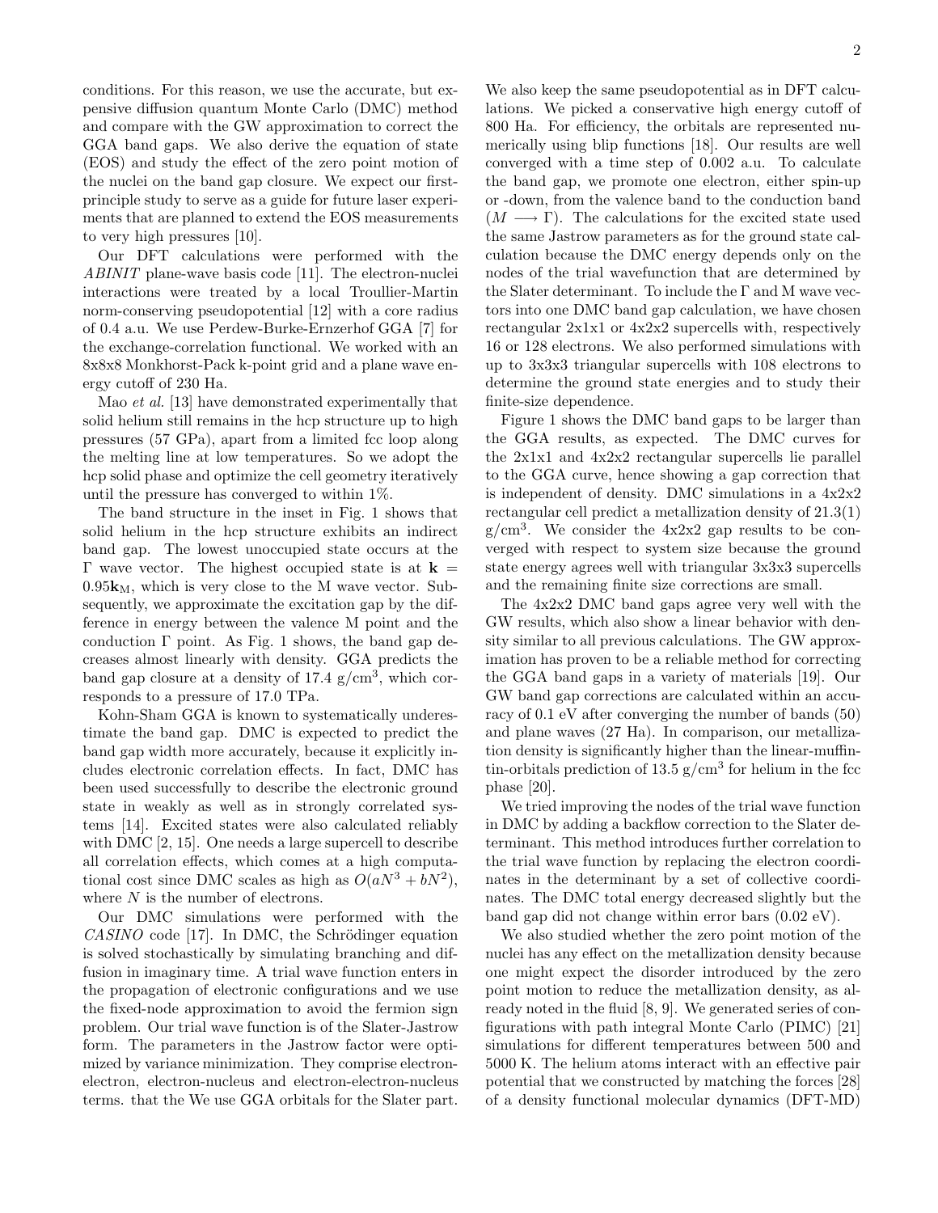conditions. For this reason, we use the accurate, but expensive diffusion quantum Monte Carlo (DMC) method and compare with the GW approximation to correct the GGA band gaps. We also derive the equation of state (EOS) and study the effect of the zero point motion of the nuclei on the band gap closure. We expect our first-principle study to serve as a guide for future laser experiments that are planned to extend the EOS measurements to very high pressures [10].

Our DFT calculations were performed with the *ABINIT* plane-wave basis code [11]. The electron-nuclei interactions were treated by a local Troullier-Martin norm-conserving pseudopotential [12] with a core radius of 0.4 a.u. We use Perdew-Burke-Ernzerhof GGA [7] for the exchange-correlation functional. We worked with an 8x8x8 Monkhorst-Pack k-point grid and a plane wave energy cutoff of 230 Ha.

Mao *et al.* [13] have demonstrated experimentally that solid helium still remains in the hcp structure up to high pressures (57 GPa), apart from a limited fcc loop along the melting line at low temperatures. So we adopt the hcp solid phase and optimize the cell geometry iteratively until the pressure has converged to within 1%.

The band structure in the inset in Fig. 1 shows that solid helium in the hcp structure exhibits an indirect band gap. The lowest unoccupied state occurs at the Γ wave vector. The highest occupied state is at $\mathbf{k} = 0.95\mathbf{k}_{\mathrm{M}}$, which is very close to the M wave vector. Subsequently, we approximate the excitation gap by the difference in energy between the valence M point and the conduction Γ point. As Fig. 1 shows, the band gap decreases almost linearly with density. GGA predicts the band gap closure at a density of 17.4 g/cm$^3$, which corresponds to a pressure of 17.0 TPa.

Kohn-Sham GGA is known to systematically underestimate the band gap. DMC is expected to predict the band gap width more accurately, because it explicitly includes electronic correlation effects. In fact, DMC has been used successfully to describe the electronic ground state in weakly as well as in strongly correlated systems [14]. Excited states were also calculated reliably with DMC [2, 15]. One needs a large supercell to describe all correlation effects, which comes at a high computational cost since DMC scales as high as $O(aN^3 + bN^2)$, where $N$ is the number of electrons.

Our DMC simulations were performed with the *CASINO* code [17]. In DMC, the Schrödinger equation is solved stochastically by simulating branching and diffusion in imaginary time. A trial wave function enters in the propagation of electronic configurations and we use the fixed-node approximation to avoid the fermion sign problem. Our trial wave function is of the Slater-Jastrow form. The parameters in the Jastrow factor were optimized by variance minimization. They comprise electron-electron, electron-nucleus and electron-electron-nucleus terms. that the We use GGA orbitals for the Slater part. We also keep the same pseudopotential as in DFT calculations. We picked a conservative high energy cutoff of 800 Ha. For efficiency, the orbitals are represented numerically using blip functions [18]. Our results are well converged with a time step of 0.002 a.u. To calculate the band gap, we promote one electron, either spin-up or -down, from the valence band to the conduction band ($M \longrightarrow \Gamma$). The calculations for the excited state used the same Jastrow parameters as for the ground state calculation because the DMC energy depends only on the nodes of the trial wavefunction that are determined by the Slater determinant. To include the Γ and M wave vectors into one DMC band gap calculation, we have chosen rectangular 2x1x1 or 4x2x2 supercells with, respectively 16 or 128 electrons. We also performed simulations with up to 3x3x3 triangular supercells with 108 electrons to determine the ground state energies and to study their finite-size dependence.

Figure 1 shows the DMC band gaps to be larger than the GGA results, as expected. The DMC curves for the 2x1x1 and 4x2x2 rectangular supercells lie parallel to the GGA curve, hence showing a gap correction that is independent of density. DMC simulations in a 4x2x2 rectangular cell predict a metallization density of 21.3(1) g/cm$^3$. We consider the 4x2x2 gap results to be converged with respect to system size because the ground state energy agrees well with triangular 3x3x3 supercells and the remaining finite size corrections are small.

The 4x2x2 DMC band gaps agree very well with the GW results, which also show a linear behavior with density similar to all previous calculations. The GW approximation has proven to be a reliable method for correcting the GGA band gaps in a variety of materials [19]. Our GW band gap corrections are calculated within an accuracy of 0.1 eV after converging the number of bands (50) and plane waves (27 Ha). In comparison, our metallization density is significantly higher than the linear-muffin-tin-orbitals prediction of 13.5 g/cm$^3$ for helium in the fcc phase [20].

We tried improving the nodes of the trial wave function in DMC by adding a backflow correction to the Slater determinant. This method introduces further correlation to the trial wave function by replacing the electron coordinates in the determinant by a set of collective coordinates. The DMC total energy decreased slightly but the band gap did not change within error bars (0.02 eV).

We also studied whether the zero point motion of the nuclei has any effect on the metallization density because one might expect the disorder introduced by the zero point motion to reduce the metallization density, as already noted in the fluid [8, 9]. We generated series of configurations with path integral Monte Carlo (PIMC) [21] simulations for different temperatures between 500 and 5000 K. The helium atoms interact with an effective pair potential that we constructed by matching the forces [28] of a density functional molecular dynamics (DFT-MD)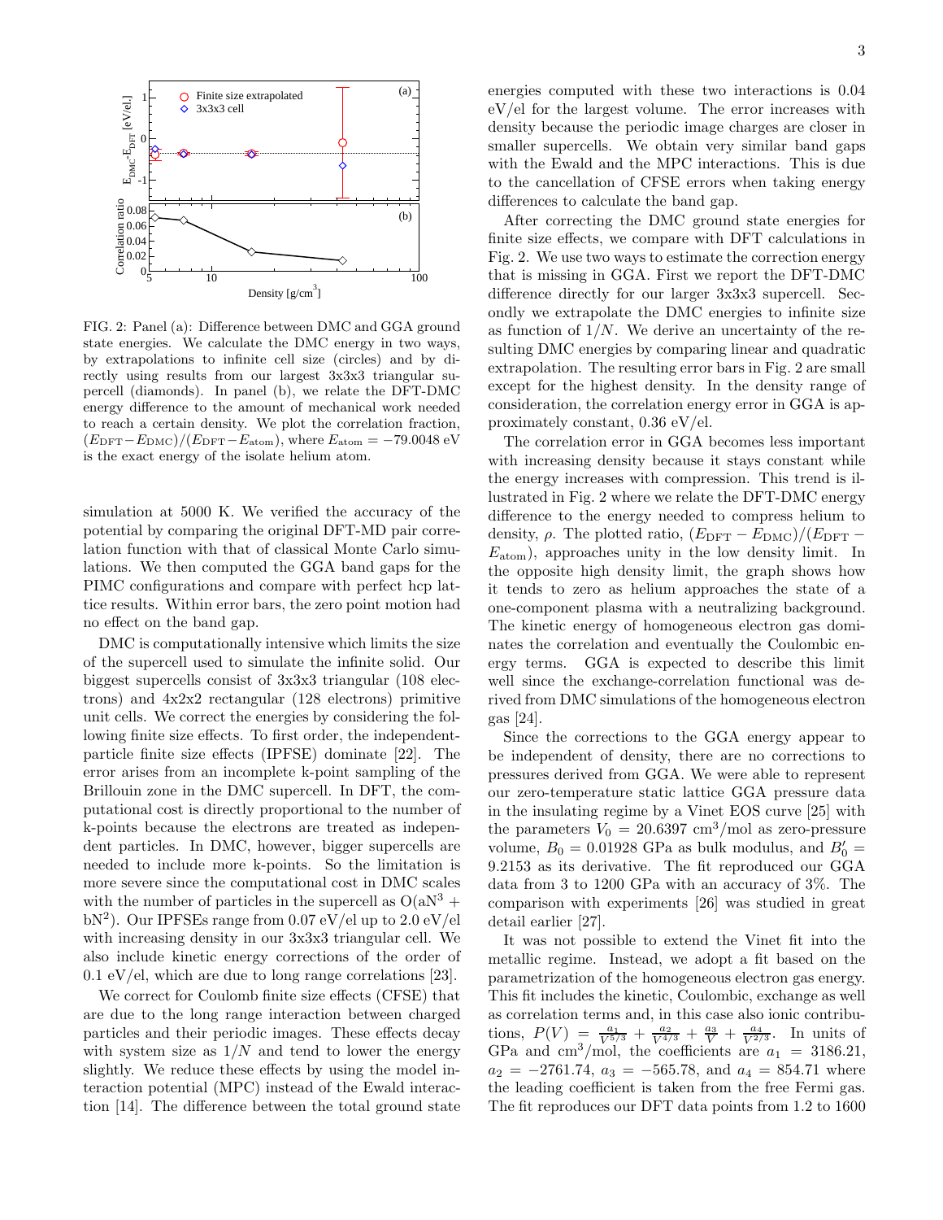FIG. 2: Panel (a): Difference between DMC and GGA ground state energies. We calculate the DMC energy in two ways, by extrapolations to infinite cell size (circles) and by directly using results from our largest 3x3x3 triangular supercell (diamonds). In panel (b), we relate the DFT-DMC energy difference to the amount of mechanical work needed to reach a certain density. We plot the correlation fraction, $(E_{\rm DFT}-E_{\rm DMC})/(E_{\rm DFT}-E_{\rm atom})$, where $E_{\rm atom}=-79.0048$ eV is the exact energy of the isolate helium atom.

simulation at 5000 K. We verified the accuracy of the potential by comparing the original DFT-MD pair correlation function with that of classical Monte Carlo simulations. We then computed the GGA band gaps for the PIMC configurations and compare with perfect hcp lattice results. Within error bars, the zero point motion had no effect on the band gap.

DMC is computationally intensive which limits the size of the supercell used to simulate the infinite solid. Our biggest supercells consist of 3x3x3 triangular (108 electrons) and 4x2x2 rectangular (128 electrons) primitive unit cells. We correct the energies by considering the following finite size effects. To first order, the independent-particle finite size effects (IPFSE) dominate [22]. The error arises from an incomplete k-point sampling of the Brillouin zone in the DMC supercell. In DFT, the computational cost is directly proportional to the number of k-points because the electrons are treated as independent particles. In DMC, however, bigger supercells are needed to include more k-points. So the limitation is more severe since the computational cost in DMC scales with the number of particles in the supercell as $O(aN^3 + bN^2)$. Our IPFSEs range from 0.07 eV/el up to 2.0 eV/el with increasing density in our 3x3x3 triangular cell. We also include kinetic energy corrections of the order of 0.1 eV/el, which are due to long range correlations [23].

We correct for Coulomb finite size effects (CFSE) that are due to the long range interaction between charged particles and their periodic images. These effects decay with system size as $1/N$ and tend to lower the energy slightly. We reduce these effects by using the model interaction potential (MPC) instead of the Ewald interaction [14]. The difference between the total ground state energies computed with these two interactions is 0.04 eV/el for the largest volume. The error increases with density because the periodic image charges are closer in smaller supercells. We obtain very similar band gaps with the Ewald and the MPC interactions. This is due to the cancellation of CFSE errors when taking energy differences to calculate the band gap.

After correcting the DMC ground state energies for finite size effects, we compare with DFT calculations in Fig. 2. We use two ways to estimate the correction energy that is missing in GGA. First we report the DFT-DMC difference directly for our larger 3x3x3 supercell. Secondly we extrapolate the DMC energies to infinite size as function of $1/N$. We derive an uncertainty of the resulting DMC energies by comparing linear and quadratic extrapolation. The resulting error bars in Fig. 2 are small except for the highest density. In the density range of consideration, the correlation energy error in GGA is approximately constant, 0.36 eV/el.

The correlation error in GGA becomes less important with increasing density because it stays constant while the energy increases with compression. This trend is illustrated in Fig. 2 where we relate the DFT-DMC energy difference to the energy needed to compress helium to density, $\rho$. The plotted ratio, $(E_{\rm DFT}-E_{\rm DMC})/(E_{\rm DFT}-E_{\rm atom})$, approaches unity in the low density limit. In the opposite high density limit, the graph shows how it tends to zero as helium approaches the state of a one-component plasma with a neutralizing background. The kinetic energy of homogeneous electron gas dominates the correlation and eventually the Coulombic energy terms. GGA is expected to describe this limit well since the exchange-correlation functional was derived from DMC simulations of the homogeneous electron gas [24].

Since the corrections to the GGA energy appear to be independent of density, there are no corrections to pressures derived from GGA. We were able to represent our zero-temperature static lattice GGA pressure data in the insulating regime by a Vinet EOS curve [25] with the parameters $V_0 = 20.6397$ cm$^3$/mol as zero-pressure volume, $B_0 = 0.01928$ GPa as bulk modulus, and $B_0' = 9.2153$ as its derivative. The fit reproduced our GGA data from 3 to 1200 GPa with an accuracy of 3%. The comparison with experiments [26] was studied in great detail earlier [27].

It was not possible to extend the Vinet fit into the metallic regime. Instead, we adopt a fit based on the parametrization of the homogeneous electron gas energy. This fit includes the kinetic, Coulombic, exchange as well as correlation terms and, in this case also ionic contributions, $P(V) = \frac{a_1}{V^{5/3}} + \frac{a_2}{V^{4/3}} + \frac{a_3}{V} + \frac{a_4}{V^{2/3}}$. In units of GPa and cm$^3$/mol, the coefficients are $a_1 = 3186.21$, $a_2 = -2761.74$, $a_3 = -565.78$, and $a_4 = 854.71$ where the leading coefficient is taken from the free Fermi gas. The fit reproduces our DFT data points from 1.2 to 1600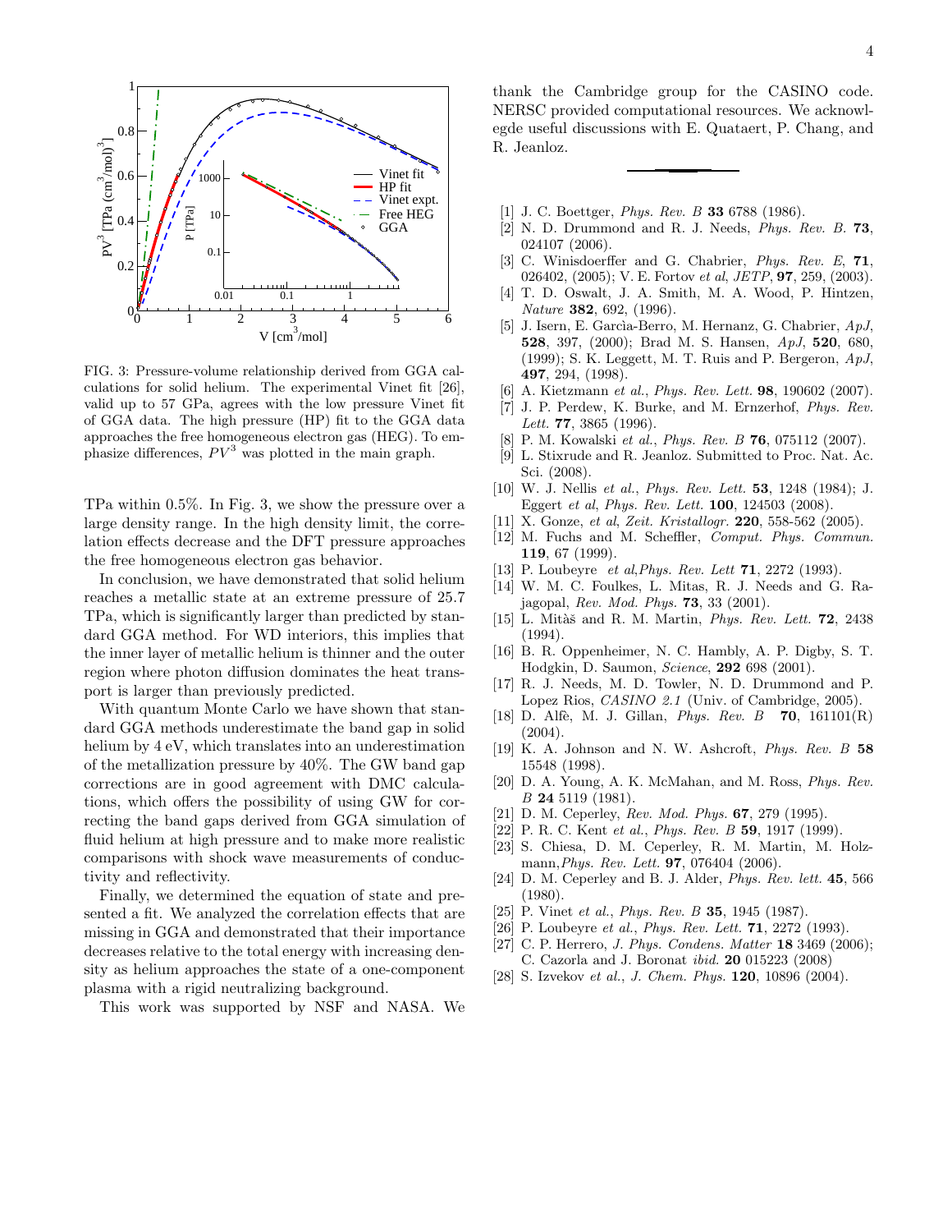$PV^3$ [TPa (cm$^3$/mol)$^3$]

V [cm$^3$/mol]

Vinet fit
HP fit
Vinet expt.
Free HEG
GGA

P [TPa]

FIG. 3: Pressure-volume relationship derived from GGA calculations for solid helium. The experimental Vinet fit [26], valid up to 57 GPa, agrees with the low pressure Vinet fit of GGA data. The high pressure (HP) fit to the GGA data approaches the free homogeneous electron gas (HEG). To emphasize differences, $PV^3$ was plotted in the main graph.

TPa within 0.5%. In Fig. 3, we show the pressure over a large density range. In the high density limit, the correlation effects decrease and the DFT pressure approaches the free homogeneous electron gas behavior.

In conclusion, we have demonstrated that solid helium reaches a metallic state at an extreme pressure of 25.7 TPa, which is significantly larger than predicted by standard GGA method. For WD interiors, this implies that the inner layer of metallic helium is thinner and the outer region where photon diffusion dominates the heat transport is larger than previously predicted.

With quantum Monte Carlo we have shown that standard GGA methods underestimate the band gap in solid helium by 4 eV, which translates into an underestimation of the metallization pressure by 40%. The GW band gap corrections are in good agreement with DMC calculations, which offers the possibility of using GW for correcting the band gaps derived from GGA simulation of fluid helium at high pressure and to make more realistic comparisons with shock wave measurements of conductivity and reflectivity.

Finally, we determined the equation of state and presented a fit. We analyzed the correlation effects that are missing in GGA and demonstrated that their importance decreases relative to the total energy with increasing density as helium approaches the state of a one-component plasma with a rigid neutralizing background.

This work was supported by NSF and NASA. We thank the Cambridge group for the CASINO code. NERSC provided computational resources. We acknowlegde useful discussions with E. Quataert, P. Chang, and R. Jeanloz.

---

[1] J. C. Boettger, *Phys. Rev. B* **33** 6788 (1986).
[2] N. D. Drummond and R. J. Needs, *Phys. Rev. B.* **73**, 024107 (2006).
[3] C. Winisdoerffer and G. Chabrier, *Phys. Rev. E*, **71**, 026402, (2005); V. E. Fortov *et al*, *JETP*, **97**, 259, (2003).
[4] T. D. Oswalt, J. A. Smith, M. A. Wood, P. Hintzen, *Nature* **382**, 692, (1996).
[5] J. Isern, E. Garcìa-Berro, M. Hernanz, G. Chabrier, *ApJ*, **528**, 397, (2000); Brad M. S. Hansen, *ApJ*, **520**, 680, (1999); S. K. Leggett, M. T. Ruis and P. Bergeron, *ApJ*, **497**, 294, (1998).
[6] A. Kietzmann *et al.*, *Phys. Rev. Lett.* **98**, 190602 (2007).
[7] J. P. Perdew, K. Burke, and M. Ernzerhof, *Phys. Rev. Lett.* **77**, 3865 (1996).
[8] P. M. Kowalski *et al.*, *Phys. Rev. B* **76**, 075112 (2007).
[9] L. Stixrude and R. Jeanloz. Submitted to Proc. Nat. Ac. Sci. (2008).
[10] W. J. Nellis *et al.*, *Phys. Rev. Lett.* **53**, 1248 (1984); J. Eggert *et al*, *Phys. Rev. Lett.* **100**, 124503 (2008).
[11] X. Gonze, *et al*, *Zeit. Kristallogr.* **220**, 558-562 (2005).
[12] M. Fuchs and M. Scheffler, *Comput. Phys. Commun.* **119**, 67 (1999).
[13] P. Loubeyre *et al*,*Phys. Rev. Lett* **71**, 2272 (1993).
[14] W. M. C. Foulkes, L. Mitas, R. J. Needs and G. Rajagopal, *Rev. Mod. Phys.* **73**, 33 (2001).
[15] L. Mitàš and R. M. Martin, *Phys. Rev. Lett.* **72**, 2438 (1994).
[16] B. R. Oppenheimer, N. C. Hambly, A. P. Digby, S. T. Hodgkin, D. Saumon, *Science*, **292** 698 (2001).
[17] R. J. Needs, M. D. Towler, N. D. Drummond and P. Lopez Rios, *CASINO 2.1* (Univ. of Cambridge, 2005).
[18] D. Alfè, M. J. Gillan, *Phys. Rev. B* **70**, 161101(R) (2004).
[19] K. A. Johnson and N. W. Ashcroft, *Phys. Rev. B* **58** 15548 (1998).
[20] D. A. Young, A. K. McMahan, and M. Ross, *Phys. Rev. B* **24** 5119 (1981).
[21] D. M. Ceperley, *Rev. Mod. Phys.* **67**, 279 (1995).
[22] P. R. C. Kent *et al.*, *Phys. Rev. B* **59**, 1917 (1999).
[23] S. Chiesa, D. M. Ceperley, R. M. Martin, M. Holzmann,*Phys. Rev. Lett.* **97**, 076404 (2006).
[24] D. M. Ceperley and B. J. Alder, *Phys. Rev. lett.* **45**, 566 (1980).
[25] P. Vinet *et al.*, *Phys. Rev. B* **35**, 1945 (1987).
[26] P. Loubeyre *et al.*, *Phys. Rev. Lett.* **71**, 2272 (1993).
[27] C. P. Herrero, *J. Phys. Condens. Matter* **18** 3469 (2006); C. Cazorla and J. Boronat *ibid.* **20** 015223 (2008)
[28] S. Izvekov *et al.*, *J. Chem. Phys.* **120**, 10896 (2004).